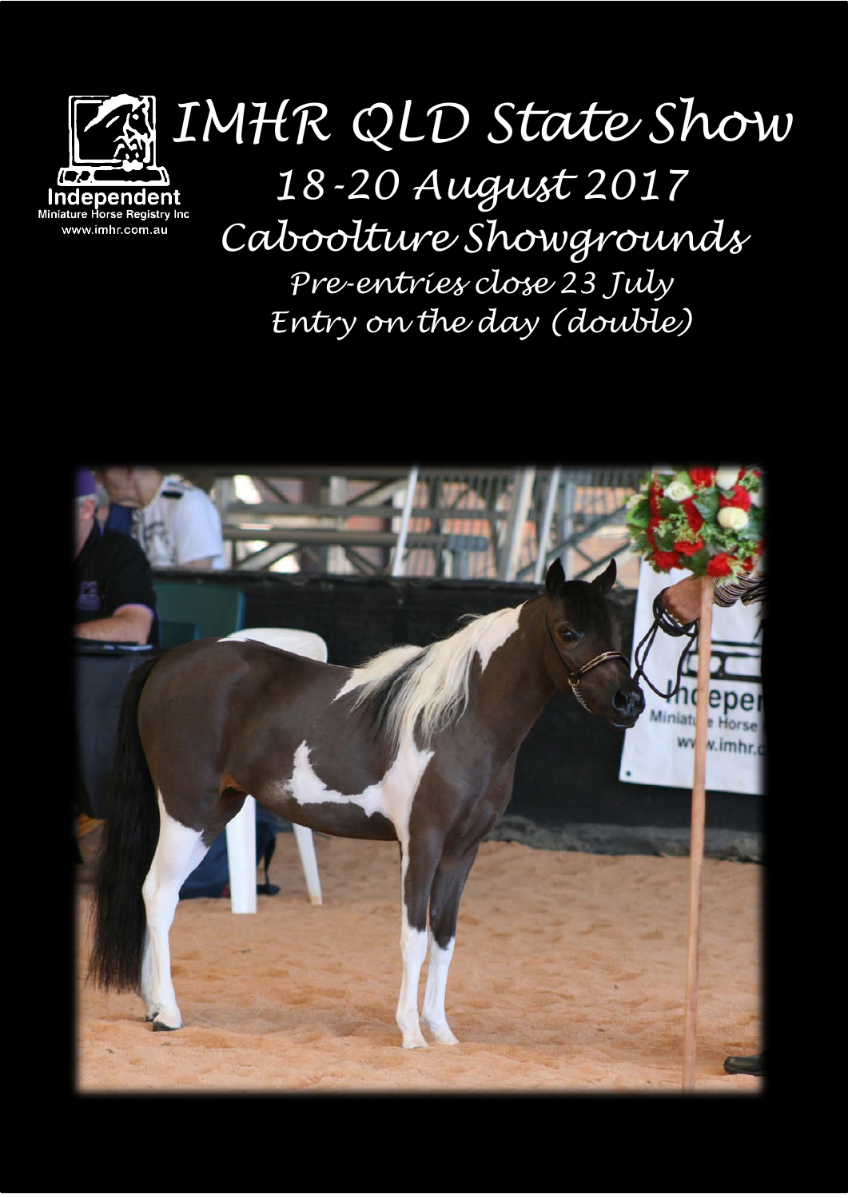Independent
Miniature Horse Registry Inc
www.imhr.com.au

# IMHR QLD State Show

## 18-20 August 2017

## Caboolture Showgrounds

*Pre-entries close 23 July*

*Entry on the day (double)*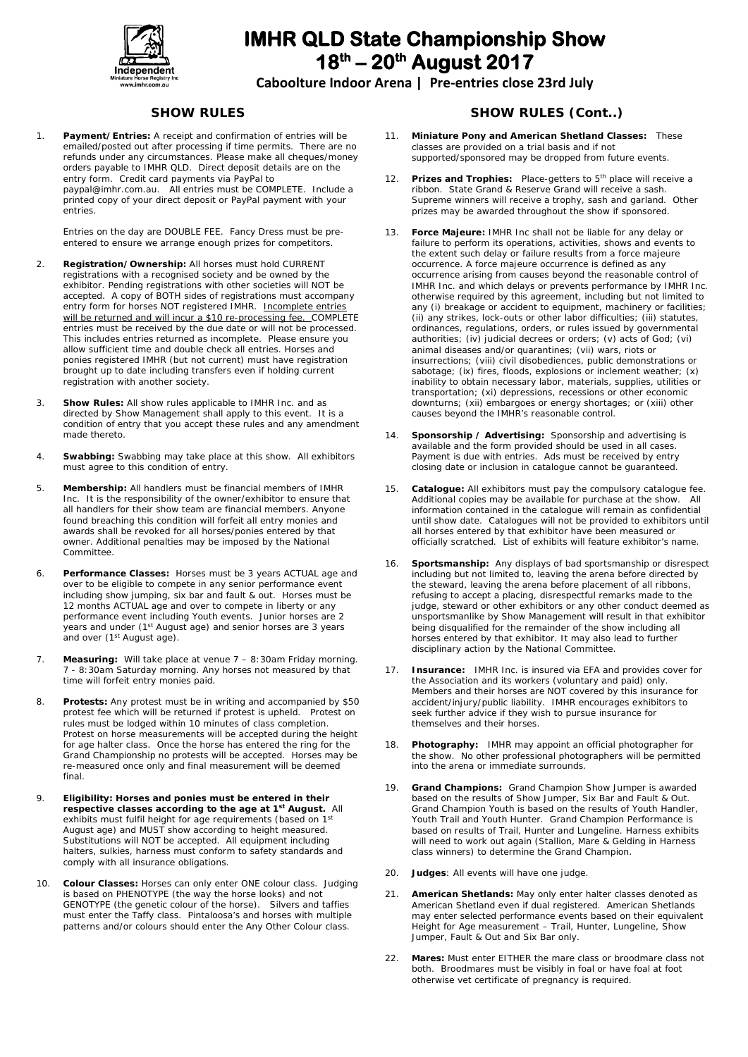# IMHR QLD State Championship Show 18th – 20th August 2017

**Caboolture Indoor Arena | Pre-entries close 23rd July**

## SHOW RULES

1. **Payment/Entries:** A receipt and confirmation of entries will be emailed/posted out after processing if time permits. There are no refunds under any circumstances. Please make all cheques/money orders payable to IMHR QLD. Direct deposit details are on the entry form. Credit card payments via PayPal to paypal@imhr.com.au. All entries must be COMPLETE. Include a printed copy of your direct deposit or PayPal payment with your entries.

   Entries on the day are DOUBLE FEE. Fancy Dress must be pre-entered to ensure we arrange enough prizes for competitors.

2. **Registration/Ownership:** All horses must hold CURRENT registrations with a recognised society and be owned by the exhibitor. Pending registrations with other societies will NOT be accepted. A copy of BOTH sides of registrations must accompany entry form for horses NOT registered IMHR. Incomplete entries will be returned and will incur a $10 re-processing fee. COMPLETE entries must be received by the due date or will not be processed. This includes entries returned as incomplete. Please ensure you allow sufficient time and double check all entries. Horses and ponies registered IMHR (but not current) must have registration brought up to date including transfers even if holding current registration with another society.

3. **Show Rules:** All show rules applicable to IMHR Inc. and as directed by Show Management shall apply to this event. It is a condition of entry that you accept these rules and any amendment made thereto.

4. **Swabbing:** Swabbing may take place at this show. All exhibitors must agree to this condition of entry.

5. **Membership:** All handlers must be financial members of IMHR Inc. It is the responsibility of the owner/exhibitor to ensure that all handlers for their show team are financial members. Anyone found breaching this condition will forfeit all entry monies and awards shall be revoked for all horses/ponies entered by that owner. Additional penalties may be imposed by the National Committee.

6. **Performance Classes:** Horses must be 3 years ACTUAL age and over to be eligible to compete in any senior performance event including show jumping, six bar and fault & out. Horses must be 12 months ACTUAL age and over to compete in liberty or any performance event including Youth events. Junior horses are 2 years and under (1st August age) and senior horses are 3 years and over (1st August age).

7. **Measuring:** Will take place at venue 7 – 8:30am Friday morning. 7 - 8:30am Saturday morning. Any horses not measured by that time will forfeit entry monies paid.

8. **Protests:** Any protest must be in writing and accompanied by $50 protest fee which will be returned if protest is upheld. Protest on rules must be lodged within 10 minutes of class completion. Protest on horse measurements will be accepted during the height for age halter class. Once the horse has entered the ring for the Grand Championship no protests will be accepted. Horses may be re-measured once only and final measurement will be deemed final.

9. **Eligibility: Horses and ponies must be entered in their respective classes according to the age at 1st August.** All exhibits must fulfil height for age requirements (based on 1st August age) and MUST show according to height measured. Substitutions will NOT be accepted. All equipment including halters, sulkies, harness must conform to safety standards and comply with all insurance obligations.

10. **Colour Classes:** Horses can only enter ONE colour class. Judging is based on PHENOTYPE (the way the horse looks) and not GENOTYPE (the genetic colour of the horse). Silvers and taffies must enter the Taffy class. Pintaloosa's and horses with multiple patterns and/or colours should enter the Any Other Colour class.

## SHOW RULES (Cont..)

11. **Miniature Pony and American Shetland Classes:** These classes are provided on a trial basis and if not supported/sponsored may be dropped from future events.

12. **Prizes and Trophies:** Place-getters to 5th place will receive a ribbon. State Grand & Reserve Grand will receive a sash. Supreme winners will receive a trophy, sash and garland. Other prizes may be awarded throughout the show if sponsored.

13. **Force Majeure:** IMHR Inc shall not be liable for any delay or failure to perform its operations, activities, shows and events to the extent such delay or failure results from a force majeure occurrence. A force majeure occurrence is defined as any occurrence arising from causes beyond the reasonable control of IMHR Inc. and which delays or prevents performance by IMHR Inc. otherwise required by this agreement, including but not limited to any (i) breakage or accident to equipment, machinery or facilities; (ii) any strikes, lock-outs or other labor difficulties; (iii) statutes, ordinances, regulations, orders, or rules issued by governmental authorities; (iv) judicial decrees or orders; (v) acts of God; (vi) animal diseases and/or quarantines; (vii) wars, riots or insurrections; (viii) civil disobediences, public demonstrations or sabotage; (ix) fires, floods, explosions or inclement weather; (x) inability to obtain necessary labor, materials, supplies, utilities or transportation; (xi) depressions, recessions or other economic downturns; (xii) embargoes or energy shortages; or (xiii) other causes beyond the IMHR's reasonable control.

14. **Sponsorship / Advertising:** Sponsorship and advertising is available and the form provided should be used in all cases. Payment is due with entries. Ads must be received by entry closing date or inclusion in catalogue cannot be guaranteed.

15. **Catalogue:** All exhibitors must pay the compulsory catalogue fee. Additional copies may be available for purchase at the show. All information contained in the catalogue will remain as confidential until show date. Catalogues will not be provided to exhibitors until all horses entered by that exhibitor have been measured or officially scratched. List of exhibits will feature exhibitor's name.

16. **Sportsmanship:** Any displays of bad sportsmanship or disrespect including but not limited to, leaving the arena before directed by the steward, leaving the arena before placement of all ribbons, refusing to accept a placing, disrespectful remarks made to the judge, steward or other exhibitors or any other conduct deemed as unsportsmanlike by Show Management will result in that exhibitor being disqualified for the remainder of the show including all horses entered by that exhibitor. It may also lead to further disciplinary action by the National Committee.

17. **Insurance:** IMHR Inc. is insured via EFA and provides cover for the Association and its workers (voluntary and paid) only. Members and their horses are NOT covered by this insurance for accident/injury/public liability. IMHR encourages exhibitors to seek further advice if they wish to pursue insurance for themselves and their horses.

18. **Photography:** IMHR may appoint an official photographer for the show. No other professional photographers will be permitted into the arena or immediate surrounds.

19. **Grand Champions:** Grand Champion Show Jumper is awarded based on the results of Show Jumper, Six Bar and Fault & Out. Grand Champion Youth is based on the results of Youth Handler, Youth Trail and Youth Hunter. Grand Champion Performance is based on results of Trail, Hunter and Lungeline. Harness exhibits will need to work out again (Stallion, Mare & Gelding in Harness class winners) to determine the Grand Champion.

20. **Judges**: All events will have one judge.

21. **American Shetlands:** May only enter halter classes denoted as American Shetland even if dual registered. American Shetlands may enter selected performance events based on their equivalent Height for Age measurement – Trail, Hunter, Lungeline, Show Jumper, Fault & Out and Six Bar only.

22. **Mares:** Must enter EITHER the mare class or broodmare class not both. Broodmares must be visibly in foal or have foal at foot otherwise vet certificate of pregnancy is required.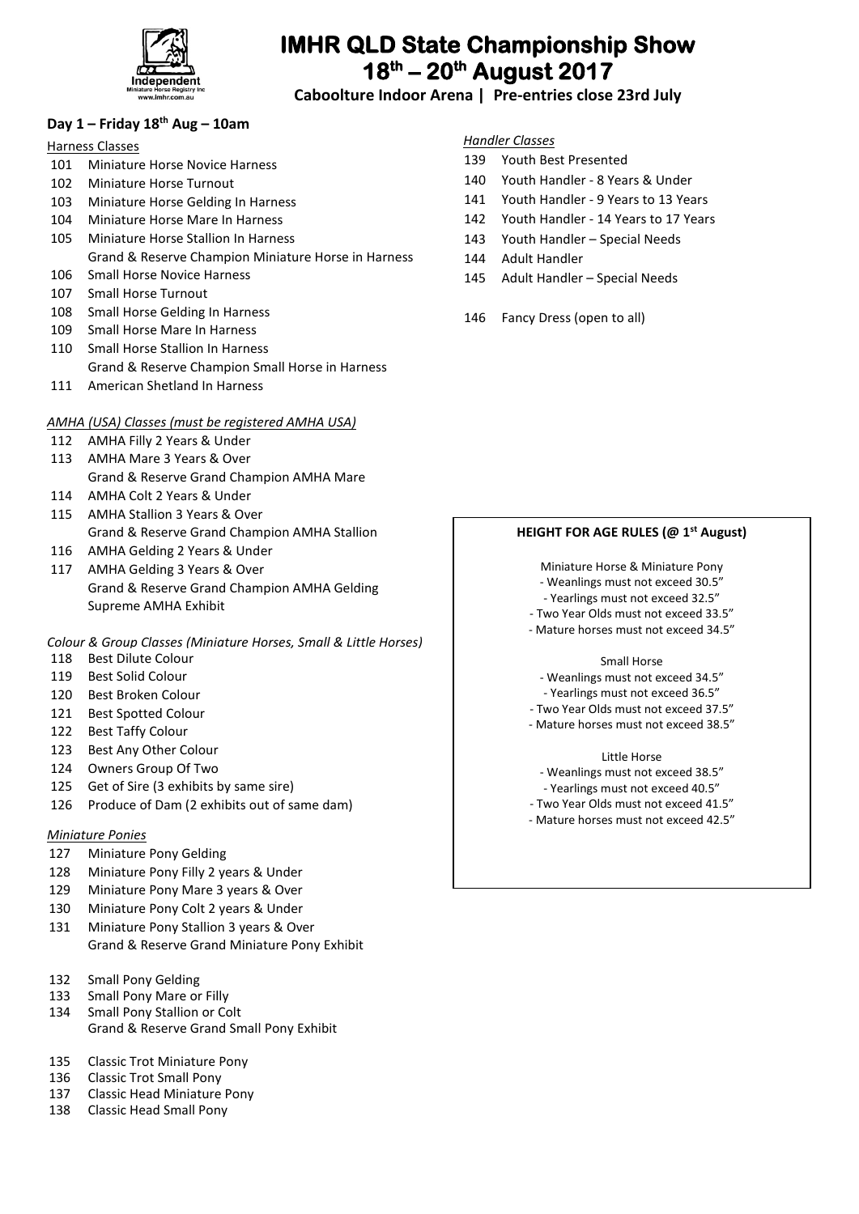# IMHR QLD State Championship Show
## 18th – 20th August 2017

**Caboolture Indoor Arena | Pre-entries close 23rd July**

### Day 1 – Friday 18th Aug – 10am

Harness Classes

101 Miniature Horse Novice Harness
102 Miniature Horse Turnout
103 Miniature Horse Gelding In Harness
104 Miniature Horse Mare In Harness
105 Miniature Horse Stallion In Harness
Grand & Reserve Champion Miniature Horse in Harness
106 Small Horse Novice Harness
107 Small Horse Turnout
108 Small Horse Gelding In Harness
109 Small Horse Mare In Harness
110 Small Horse Stallion In Harness
Grand & Reserve Champion Small Horse in Harness
111 American Shetland In Harness

*AMHA (USA) Classes (must be registered AMHA USA)*

112 AMHA Filly 2 Years & Under
113 AMHA Mare 3 Years & Over
Grand & Reserve Grand Champion AMHA Mare
114 AMHA Colt 2 Years & Under
115 AMHA Stallion 3 Years & Over
Grand & Reserve Grand Champion AMHA Stallion
116 AMHA Gelding 2 Years & Under
117 AMHA Gelding 3 Years & Over
Grand & Reserve Grand Champion AMHA Gelding
Supreme AMHA Exhibit

*Colour & Group Classes (Miniature Horses, Small & Little Horses)*

118 Best Dilute Colour
119 Best Solid Colour
120 Best Broken Colour
121 Best Spotted Colour
122 Best Taffy Colour
123 Best Any Other Colour
124 Owners Group Of Two
125 Get of Sire (3 exhibits by same sire)
126 Produce of Dam (2 exhibits out of same dam)

*Miniature Ponies*

127 Miniature Pony Gelding
128 Miniature Pony Filly 2 years & Under
129 Miniature Pony Mare 3 years & Over
130 Miniature Pony Colt 2 years & Under
131 Miniature Pony Stallion 3 years & Over
Grand & Reserve Grand Miniature Pony Exhibit

132 Small Pony Gelding
133 Small Pony Mare or Filly
134 Small Pony Stallion or Colt
Grand & Reserve Grand Small Pony Exhibit

135 Classic Trot Miniature Pony
136 Classic Trot Small Pony
137 Classic Head Miniature Pony
138 Classic Head Small Pony

*Handler Classes*

139 Youth Best Presented
140 Youth Handler - 8 Years & Under
141 Youth Handler - 9 Years to 13 Years
142 Youth Handler - 14 Years to 17 Years
143 Youth Handler – Special Needs
144 Adult Handler
145 Adult Handler – Special Needs

146 Fancy Dress (open to all)

**HEIGHT FOR AGE RULES (@ 1st August)**

Miniature Horse & Miniature Pony
- Weanlings must not exceed 30.5"
- Yearlings must not exceed 32.5"
- Two Year Olds must not exceed 33.5"
- Mature horses must not exceed 34.5"

Small Horse
- Weanlings must not exceed 34.5"
- Yearlings must not exceed 36.5"
- Two Year Olds must not exceed 37.5"
- Mature horses must not exceed 38.5"

Little Horse
- Weanlings must not exceed 38.5"
- Yearlings must not exceed 40.5"
- Two Year Olds must not exceed 41.5"
- Mature horses must not exceed 42.5"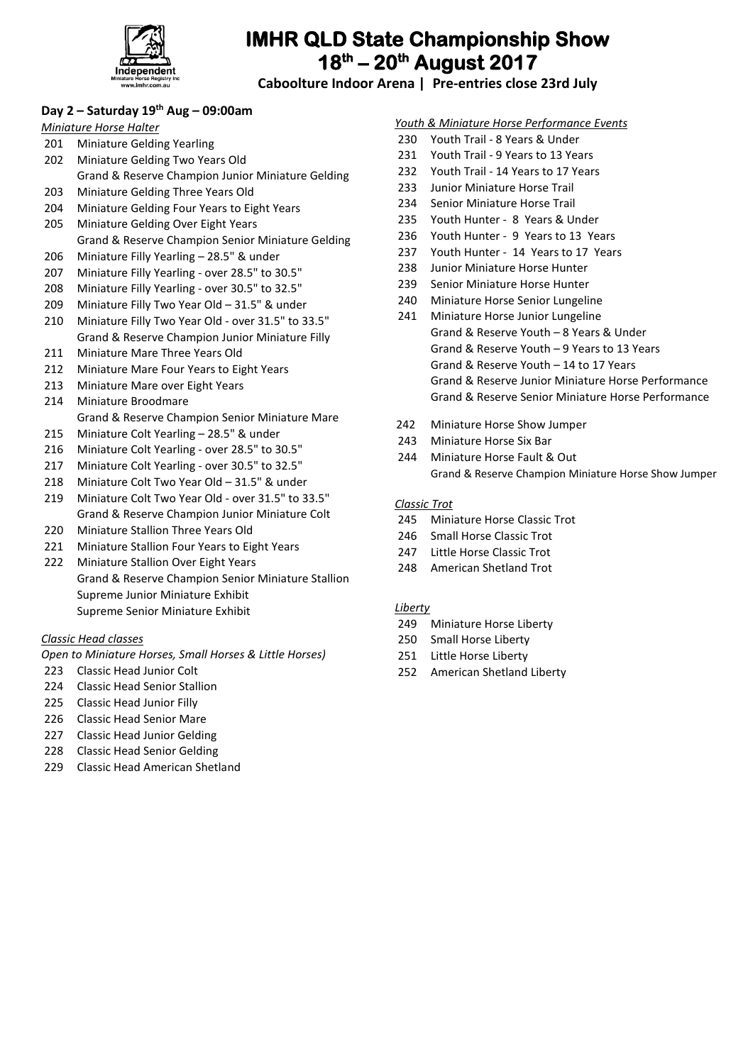# IMHR QLD State Championship Show 18th – 20th August 2017

**Caboolture Indoor Arena | Pre-entries close 23rd July**

### Day 2 – Saturday 19th Aug – 09:00am

*Miniature Horse Halter*

201 Miniature Gelding Yearling
202 Miniature Gelding Two Years Old
Grand & Reserve Champion Junior Miniature Gelding
203 Miniature Gelding Three Years Old
204 Miniature Gelding Four Years to Eight Years
205 Miniature Gelding Over Eight Years
Grand & Reserve Champion Senior Miniature Gelding
206 Miniature Filly Yearling – 28.5" & under
207 Miniature Filly Yearling - over 28.5" to 30.5"
208 Miniature Filly Yearling - over 30.5" to 32.5"
209 Miniature Filly Two Year Old – 31.5" & under
210 Miniature Filly Two Year Old - over 31.5" to 33.5"
Grand & Reserve Champion Junior Miniature Filly
211 Miniature Mare Three Years Old
212 Miniature Mare Four Years to Eight Years
213 Miniature Mare over Eight Years
214 Miniature Broodmare
Grand & Reserve Champion Senior Miniature Mare
215 Miniature Colt Yearling – 28.5" & under
216 Miniature Colt Yearling - over 28.5" to 30.5"
217 Miniature Colt Yearling - over 30.5" to 32.5"
218 Miniature Colt Two Year Old – 31.5" & under
219 Miniature Colt Two Year Old - over 31.5" to 33.5"
Grand & Reserve Champion Junior Miniature Colt
220 Miniature Stallion Three Years Old
221 Miniature Stallion Four Years to Eight Years
222 Miniature Stallion Over Eight Years
Grand & Reserve Champion Senior Miniature Stallion
Supreme Junior Miniature Exhibit
Supreme Senior Miniature Exhibit

*Classic Head classes*

*Open to Miniature Horses, Small Horses & Little Horses)*

223 Classic Head Junior Colt
224 Classic Head Senior Stallion
225 Classic Head Junior Filly
226 Classic Head Senior Mare
227 Classic Head Junior Gelding
228 Classic Head Senior Gelding
229 Classic Head American Shetland

*Youth & Miniature Horse Performance Events*

230 Youth Trail - 8 Years & Under
231 Youth Trail - 9 Years to 13 Years
232 Youth Trail - 14 Years to 17 Years
233 Junior Miniature Horse Trail
234 Senior Miniature Horse Trail
235 Youth Hunter - 8 Years & Under
236 Youth Hunter - 9 Years to 13 Years
237 Youth Hunter - 14 Years to 17 Years
238 Junior Miniature Horse Hunter
239 Senior Miniature Horse Hunter
240 Miniature Horse Senior Lungeline
241 Miniature Horse Junior Lungeline
Grand & Reserve Youth – 8 Years & Under
Grand & Reserve Youth – 9 Years to 13 Years
Grand & Reserve Youth – 14 to 17 Years
Grand & Reserve Junior Miniature Horse Performance
Grand & Reserve Senior Miniature Horse Performance

242 Miniature Horse Show Jumper
243 Miniature Horse Six Bar
244 Miniature Horse Fault & Out
Grand & Reserve Champion Miniature Horse Show Jumper

*Classic Trot*

245 Miniature Horse Classic Trot
246 Small Horse Classic Trot
247 Little Horse Classic Trot
248 American Shetland Trot

*Liberty*

249 Miniature Horse Liberty
250 Small Horse Liberty
251 Little Horse Liberty
252 American Shetland Liberty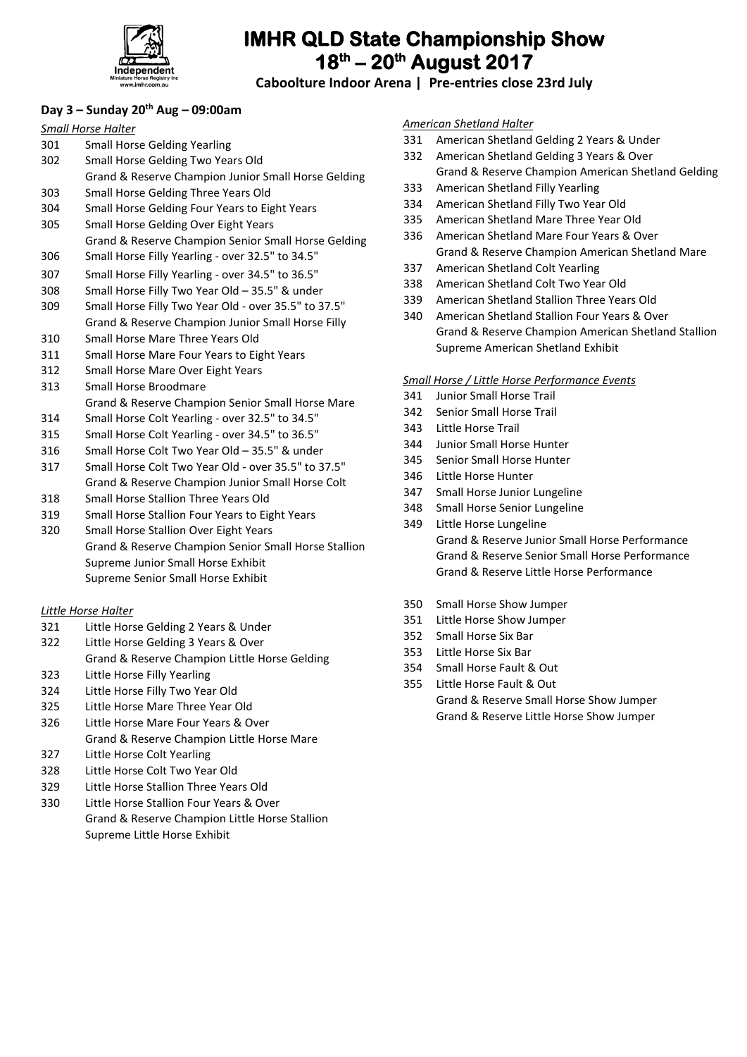# IMHR QLD State Championship Show 18th – 20th August 2017

**Caboolture Indoor Arena | Pre-entries close 23rd July**

## Day 3 – Sunday 20th Aug – 09:00am

*Small Horse Halter*

301 Small Horse Gelding Yearling
302 Small Horse Gelding Two Years Old
Grand & Reserve Champion Junior Small Horse Gelding
303 Small Horse Gelding Three Years Old
304 Small Horse Gelding Four Years to Eight Years
305 Small Horse Gelding Over Eight Years
Grand & Reserve Champion Senior Small Horse Gelding
306 Small Horse Filly Yearling - over 32.5" to 34.5"
307 Small Horse Filly Yearling - over 34.5" to 36.5"
308 Small Horse Filly Two Year Old – 35.5" & under
309 Small Horse Filly Two Year Old - over 35.5" to 37.5"
Grand & Reserve Champion Junior Small Horse Filly
310 Small Horse Mare Three Years Old
311 Small Horse Mare Four Years to Eight Years
312 Small Horse Mare Over Eight Years
313 Small Horse Broodmare
Grand & Reserve Champion Senior Small Horse Mare
314 Small Horse Colt Yearling - over 32.5" to 34.5"
315 Small Horse Colt Yearling - over 34.5" to 36.5"
316 Small Horse Colt Two Year Old – 35.5" & under
317 Small Horse Colt Two Year Old - over 35.5" to 37.5"
Grand & Reserve Champion Junior Small Horse Colt
318 Small Horse Stallion Three Years Old
319 Small Horse Stallion Four Years to Eight Years
320 Small Horse Stallion Over Eight Years
Grand & Reserve Champion Senior Small Horse Stallion
Supreme Junior Small Horse Exhibit
Supreme Senior Small Horse Exhibit

*Little Horse Halter*

321 Little Horse Gelding 2 Years & Under
322 Little Horse Gelding 3 Years & Over
Grand & Reserve Champion Little Horse Gelding
323 Little Horse Filly Yearling
324 Little Horse Filly Two Year Old
325 Little Horse Mare Three Year Old
326 Little Horse Mare Four Years & Over
Grand & Reserve Champion Little Horse Mare
327 Little Horse Colt Yearling
328 Little Horse Colt Two Year Old
329 Little Horse Stallion Three Years Old
330 Little Horse Stallion Four Years & Over
Grand & Reserve Champion Little Horse Stallion
Supreme Little Horse Exhibit

*American Shetland Halter*

331 American Shetland Gelding 2 Years & Under
332 American Shetland Gelding 3 Years & Over
Grand & Reserve Champion American Shetland Gelding
333 American Shetland Filly Yearling
334 American Shetland Filly Two Year Old
335 American Shetland Mare Three Year Old
336 American Shetland Mare Four Years & Over
Grand & Reserve Champion American Shetland Mare
337 American Shetland Colt Yearling
338 American Shetland Colt Two Year Old
339 American Shetland Stallion Three Years Old
340 American Shetland Stallion Four Years & Over
Grand & Reserve Champion American Shetland Stallion
Supreme American Shetland Exhibit

*Small Horse / Little Horse Performance Events*

341 Junior Small Horse Trail
342 Senior Small Horse Trail
343 Little Horse Trail
344 Junior Small Horse Hunter
345 Senior Small Horse Hunter
346 Little Horse Hunter
347 Small Horse Junior Lungeline
348 Small Horse Senior Lungeline
349 Little Horse Lungeline
Grand & Reserve Junior Small Horse Performance
Grand & Reserve Senior Small Horse Performance
Grand & Reserve Little Horse Performance

350 Small Horse Show Jumper
351 Little Horse Show Jumper
352 Small Horse Six Bar
353 Little Horse Six Bar
354 Small Horse Fault & Out
355 Little Horse Fault & Out
Grand & Reserve Small Horse Show Jumper
Grand & Reserve Little Horse Show Jumper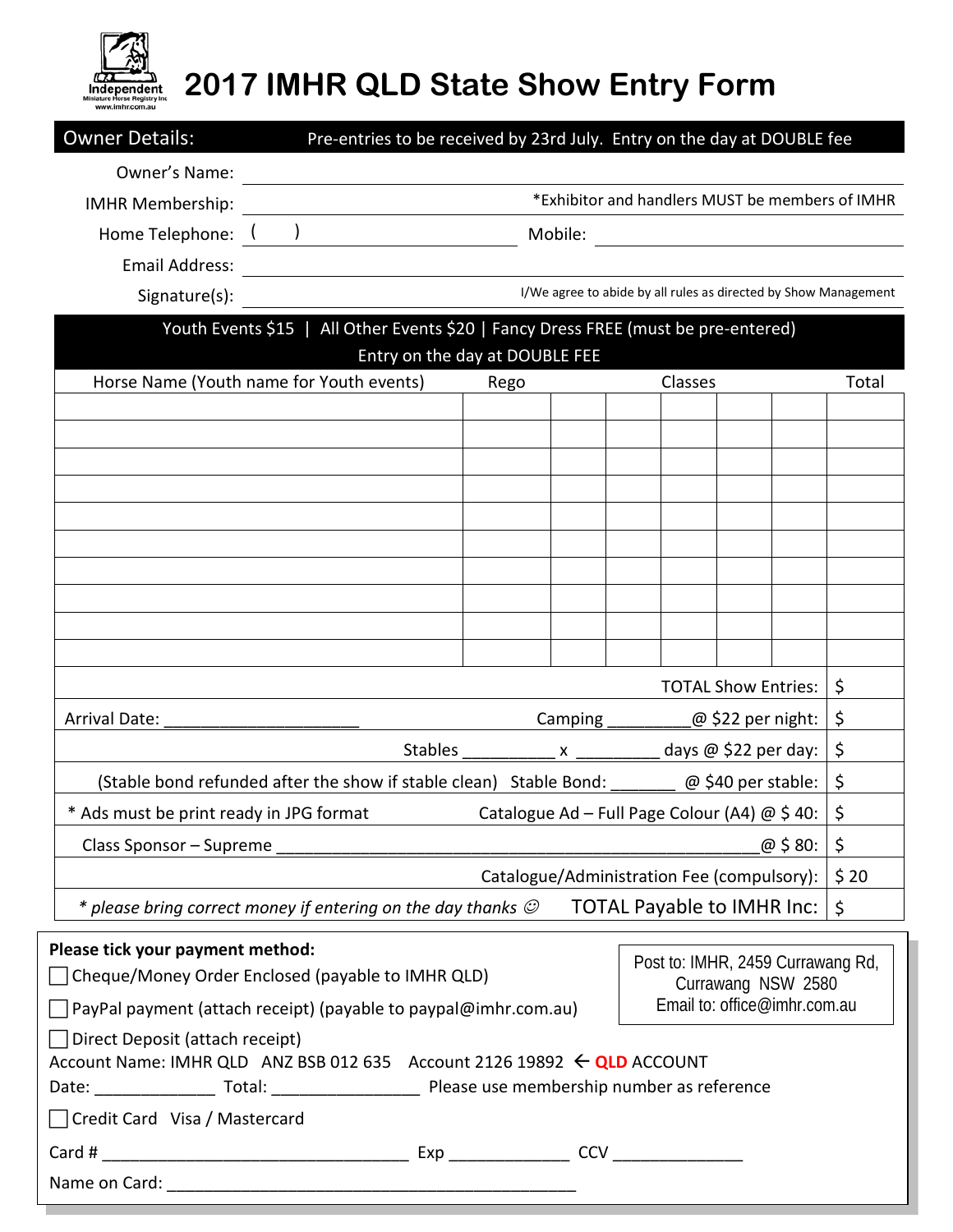# 2017 IMHR QLD State Show Entry Form

**Owner Details:** Pre-entries to be received by 23rd July. Entry on the day at DOUBLE fee

Owner's Name: ______________________________

IMHR Membership: ______________________________ *Exhibitor and handlers MUST be members of IMHR

Home Telephone: ( ) ______________________ Mobile: ______________________

Email Address: ______________________________

Signature(s): ______________________________ I/We agree to abide by all rules as directed by Show Management

**Youth Events $15 | All Other Events $20 | Fancy Dress FREE (must be pre-entered)**
**Entry on the day at DOUBLE FEE**

| Horse Name (Youth name for Youth events) | Rego | Classes | | | | | Total |
|---|---|---|---|---|---|---|---|
| | | | | | | | |
| | | | | | | | |
| | | | | | | | |
| | | | | | | | |
| | | | | | | | |
| | | | | | | | |
| | | | | | | | |
| | | | | | | | |
| | | | | | | | |
| | | | | | | | |

| | |
|---|---|
| TOTAL Show Entries: | $ |
| Arrival Date: ____________________ Camping _________@ $22 per night: | $ |
| Stables __________ x _________ days @ $22 per day: | $ |
| (Stable bond refunded after the show if stable clean) Stable Bond: _______ @ $40 per stable: | $ |
| * Ads must be print ready in JPG format Catalogue Ad – Full Page Colour (A4) @ $ 40: | $ |
| Class Sponsor – Supreme ______________________________________________@ $ 80: | $ |
| Catalogue/Administration Fee (compulsory): | $ 20 |
| *\* please bring correct money if entering on the day thanks ☺* TOTAL Payable to IMHR Inc: | $ |

**Please tick your payment method:**

☐ Cheque/Money Order Enclosed (payable to IMHR QLD)

☐ PayPal payment (attach receipt) (payable to paypal@imhr.com.au)

☐ Direct Deposit (attach receipt)

Account Name: IMHR QLD ANZ BSB 012 635 Account 2126 19892 ← **QLD** ACCOUNT

Date: _____________ Total: _______________ Please use membership number as reference

☐ Credit Card Visa / Mastercard

Card # ________________________________ Exp _____________ CCV ______________

Name on Card: ____________________________________________

Post to: IMHR, 2459 Currawang Rd, Currawang NSW 2580
Email to: office@imhr.com.au